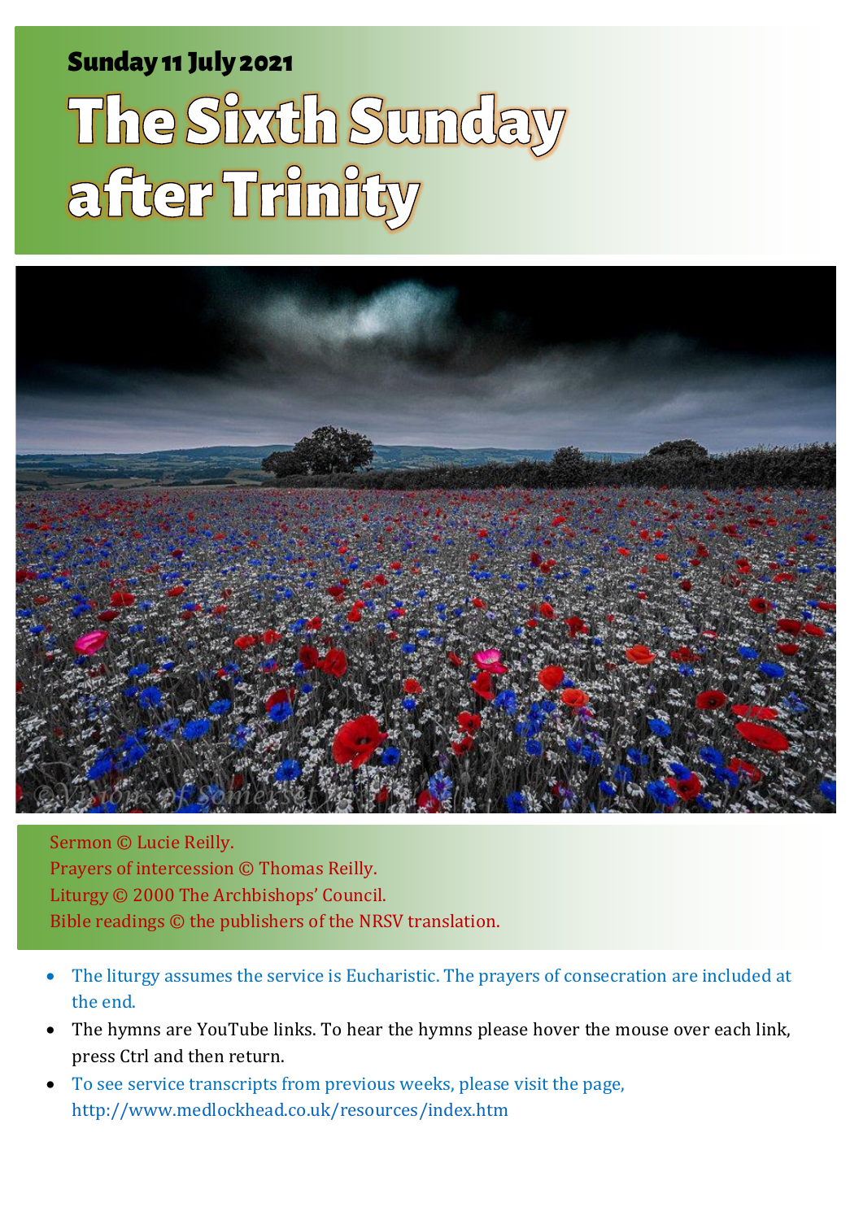**Sunday 11 July 2021**

# The Sixth Sunday after Trinity

Sermon © Lucie Reilly.
Prayers of intercession © Thomas Reilly.
Liturgy © 2000 The Archbishops' Council.
Bible readings © the publishers of the NRSV translation.

- The liturgy assumes the service is Eucharistic. The prayers of consecration are included at the end.
- The hymns are YouTube links. To hear the hymns please hover the mouse over each link, press Ctrl and then return.
- To see service transcripts from previous weeks, please visit the page, http://www.medlockhead.co.uk/resources/index.htm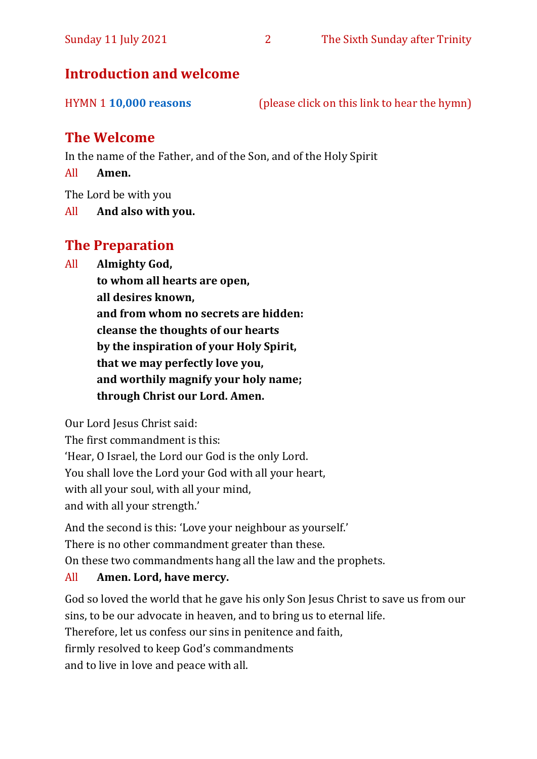## Introduction and welcome

HYMN 1 **10,000 reasons** (please click on this link to hear the hymn)

## The Welcome

In the name of the Father, and of the Son, and of the Holy Spirit

All **Amen.**

The Lord be with you

All **And also with you.**

## The Preparation

All **Almighty God,**
**to whom all hearts are open,**
**all desires known,**
**and from whom no secrets are hidden:**
**cleanse the thoughts of our hearts**
**by the inspiration of your Holy Spirit,**
**that we may perfectly love you,**
**and worthily magnify your holy name;**
**through Christ our Lord. Amen.**

Our Lord Jesus Christ said:
The first commandment is this:
'Hear, O Israel, the Lord our God is the only Lord.
You shall love the Lord your God with all your heart,
with all your soul, with all your mind,
and with all your strength.'

And the second is this: 'Love your neighbour as yourself.'
There is no other commandment greater than these.
On these two commandments hang all the law and the prophets.

All **Amen. Lord, have mercy.**

God so loved the world that he gave his only Son Jesus Christ to save us from our sins, to be our advocate in heaven, and to bring us to eternal life.
Therefore, let us confess our sins in penitence and faith,
firmly resolved to keep God's commandments
and to live in love and peace with all.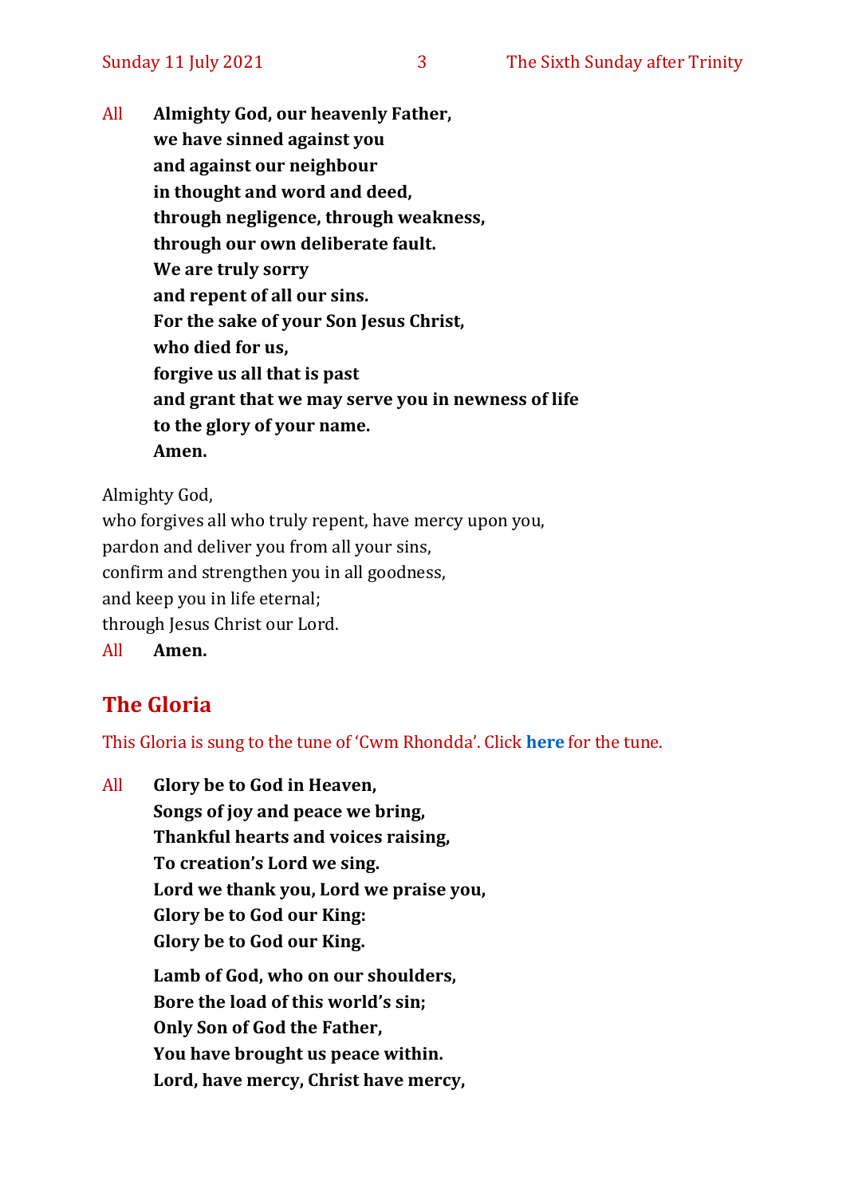All **Almighty God, our heavenly Father,**
**we have sinned against you**
**and against our neighbour**
**in thought and word and deed,**
**through negligence, through weakness,**
**through our own deliberate fault.**
**We are truly sorry**
**and repent of all our sins.**
**For the sake of your Son Jesus Christ,**
**who died for us,**
**forgive us all that is past**
**and grant that we may serve you in newness of life**
**to the glory of your name.**
**Amen.**

Almighty God,
who forgives all who truly repent, have mercy upon you,
pardon and deliver you from all your sins,
confirm and strengthen you in all goodness,
and keep you in life eternal;
through Jesus Christ our Lord.

All **Amen.**

## The Gloria

This Gloria is sung to the tune of 'Cwm Rhondda'. Click **here** for the tune.

All **Glory be to God in Heaven,**
**Songs of joy and peace we bring,**
**Thankful hearts and voices raising,**
**To creation's Lord we sing.**
**Lord we thank you, Lord we praise you,**
**Glory be to God our King:**
**Glory be to God our King.**

**Lamb of God, who on our shoulders,**
**Bore the load of this world's sin;**
**Only Son of God the Father,**
**You have brought us peace within.**
**Lord, have mercy, Christ have mercy,**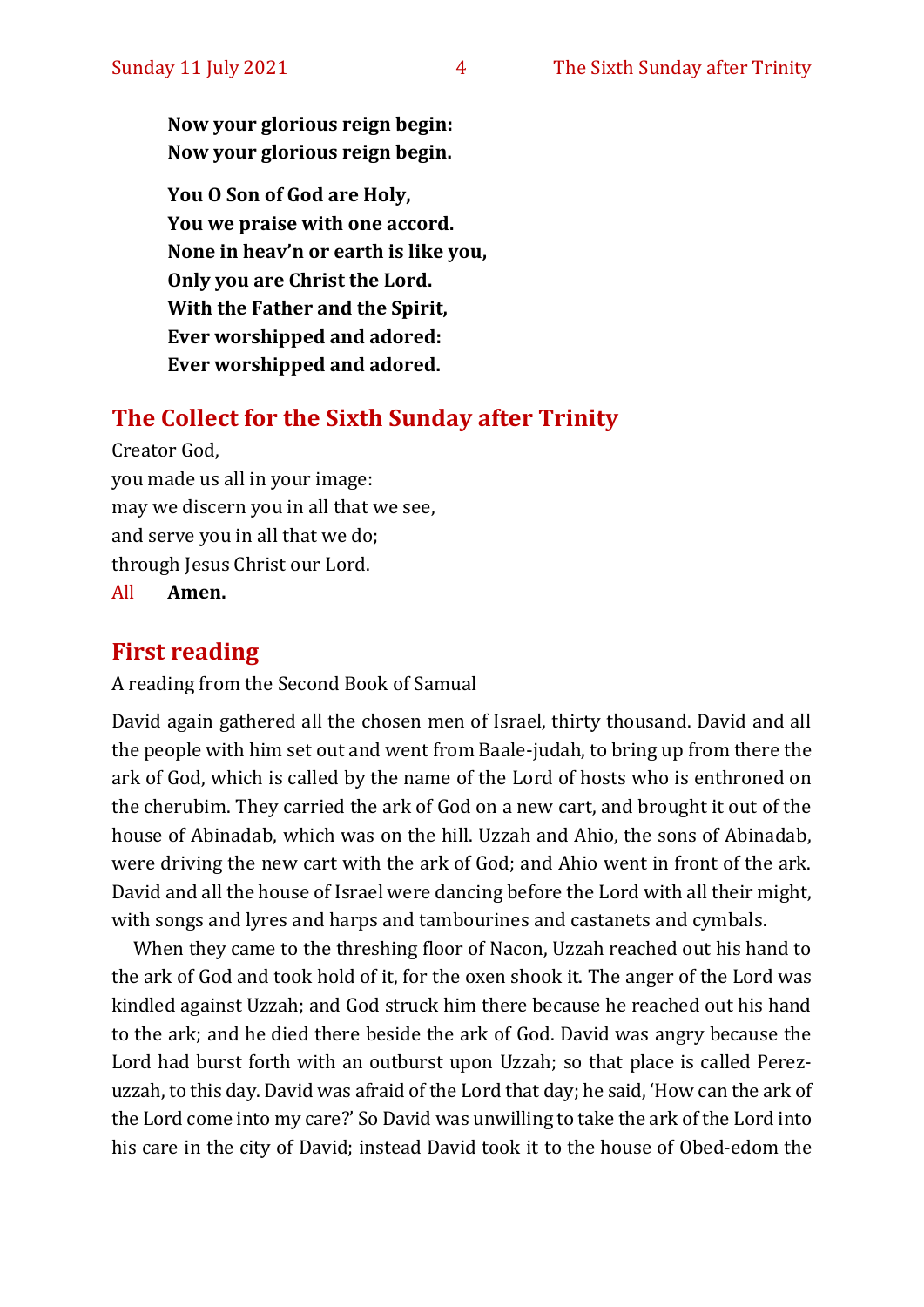**Now your glorious reign begin:**
**Now your glorious reign begin.**

**You O Son of God are Holy,**
**You we praise with one accord.**
**None in heav'n or earth is like you,**
**Only you are Christ the Lord.**
**With the Father and the Spirit,**
**Ever worshipped and adored:**
**Ever worshipped and adored.**

## The Collect for the Sixth Sunday after Trinity

Creator God,
you made us all in your image:
may we discern you in all that we see,
and serve you in all that we do;
through Jesus Christ our Lord.
All **Amen.**

## First reading

A reading from the Second Book of Samual

David again gathered all the chosen men of Israel, thirty thousand. David and all the people with him set out and went from Baale-judah, to bring up from there the ark of God, which is called by the name of the Lord of hosts who is enthroned on the cherubim. They carried the ark of God on a new cart, and brought it out of the house of Abinadab, which was on the hill. Uzzah and Ahio, the sons of Abinadab, were driving the new cart with the ark of God; and Ahio went in front of the ark. David and all the house of Israel were dancing before the Lord with all their might, with songs and lyres and harps and tambourines and castanets and cymbals.

When they came to the threshing floor of Nacon, Uzzah reached out his hand to the ark of God and took hold of it, for the oxen shook it. The anger of the Lord was kindled against Uzzah; and God struck him there because he reached out his hand to the ark; and he died there beside the ark of God. David was angry because the Lord had burst forth with an outburst upon Uzzah; so that place is called Perez-uzzah, to this day. David was afraid of the Lord that day; he said, 'How can the ark of the Lord come into my care?' So David was unwilling to take the ark of the Lord into his care in the city of David; instead David took it to the house of Obed-edom the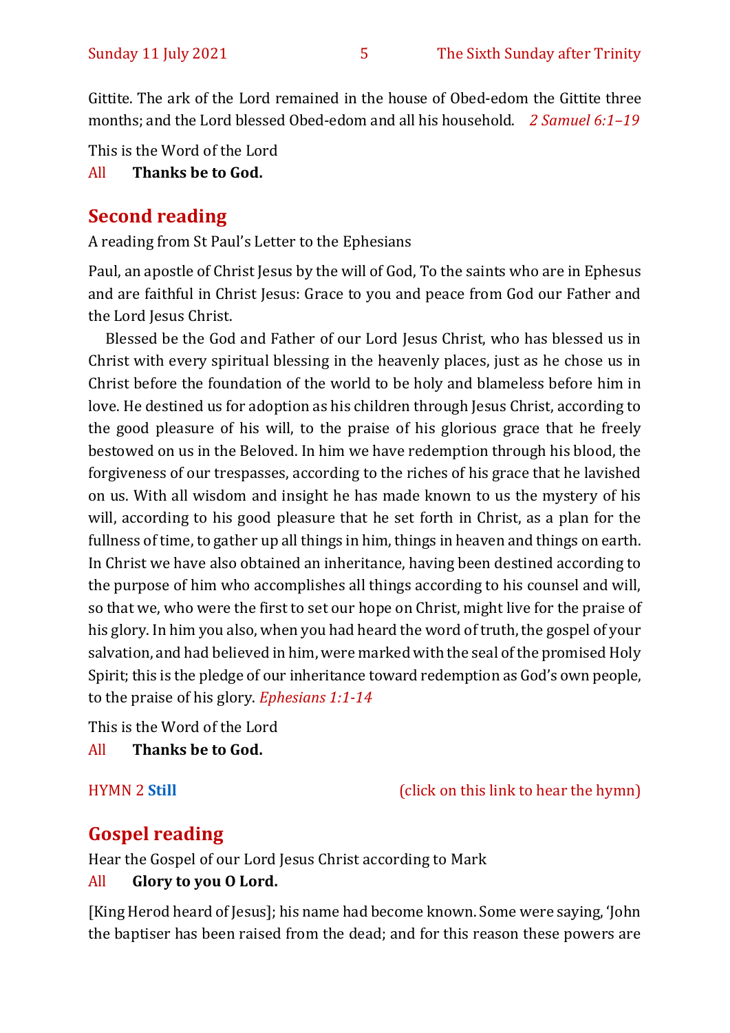Gittite. The ark of the Lord remained in the house of Obed-edom the Gittite three months; and the Lord blessed Obed-edom and all his household. *2 Samuel 6:1–19*

This is the Word of the Lord

All **Thanks be to God.**

## Second reading

A reading from St Paul's Letter to the Ephesians

Paul, an apostle of Christ Jesus by the will of God, To the saints who are in Ephesus and are faithful in Christ Jesus: Grace to you and peace from God our Father and the Lord Jesus Christ.

Blessed be the God and Father of our Lord Jesus Christ, who has blessed us in Christ with every spiritual blessing in the heavenly places, just as he chose us in Christ before the foundation of the world to be holy and blameless before him in love. He destined us for adoption as his children through Jesus Christ, according to the good pleasure of his will, to the praise of his glorious grace that he freely bestowed on us in the Beloved. In him we have redemption through his blood, the forgiveness of our trespasses, according to the riches of his grace that he lavished on us. With all wisdom and insight he has made known to us the mystery of his will, according to his good pleasure that he set forth in Christ, as a plan for the fullness of time, to gather up all things in him, things in heaven and things on earth. In Christ we have also obtained an inheritance, having been destined according to the purpose of him who accomplishes all things according to his counsel and will, so that we, who were the first to set our hope on Christ, might live for the praise of his glory. In him you also, when you had heard the word of truth, the gospel of your salvation, and had believed in him, were marked with the seal of the promised Holy Spirit; this is the pledge of our inheritance toward redemption as God's own people, to the praise of his glory. *Ephesians 1:1-14*

This is the Word of the Lord

All **Thanks be to God.**

HYMN 2 **Still** (click on this link to hear the hymn)

## Gospel reading

Hear the Gospel of our Lord Jesus Christ according to Mark

All **Glory to you O Lord.**

[King Herod heard of Jesus]; his name had become known. Some were saying, 'John the baptiser has been raised from the dead; and for this reason these powers are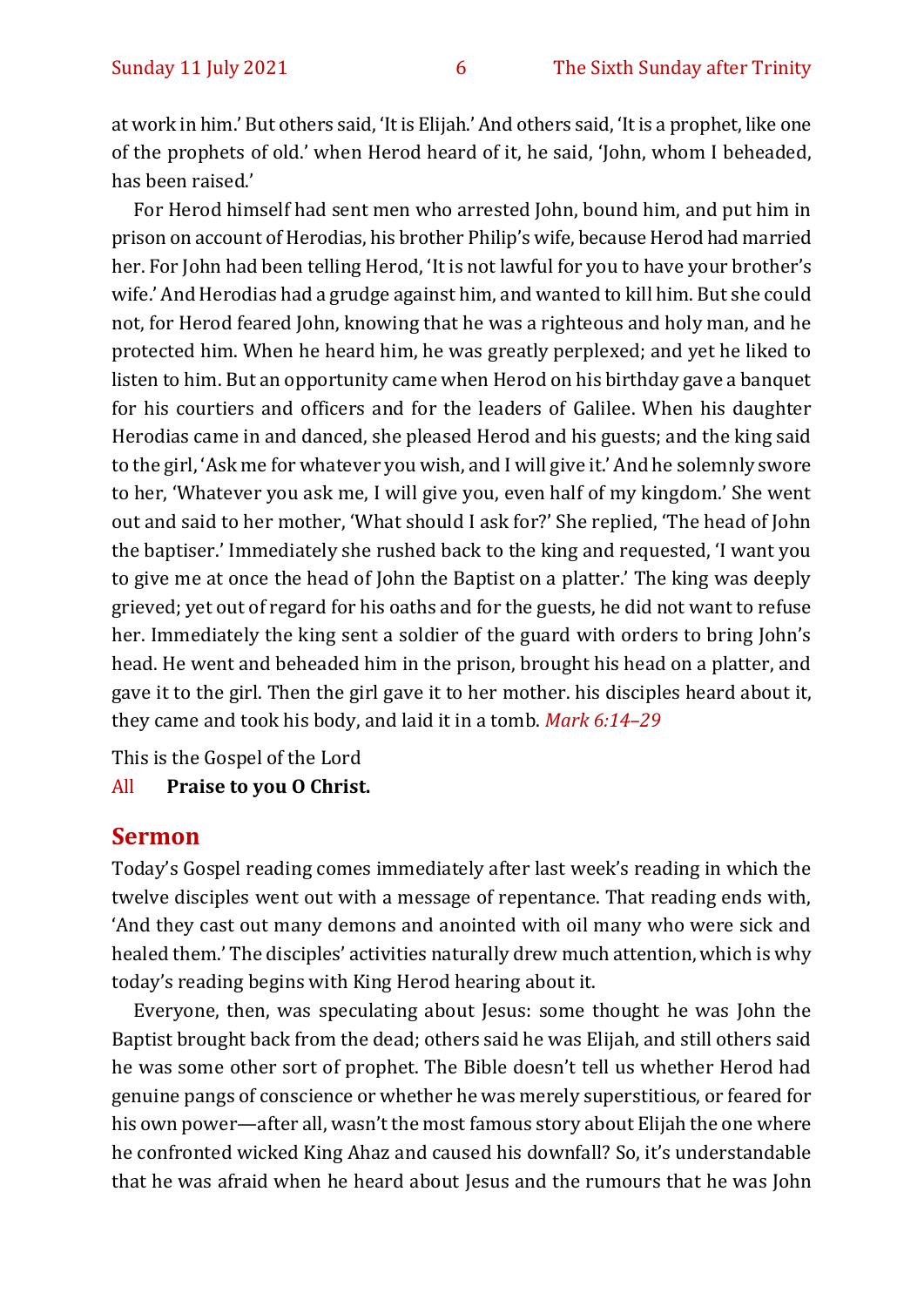at work in him.' But others said, 'It is Elijah.' And others said, 'It is a prophet, like one of the prophets of old.' when Herod heard of it, he said, 'John, whom I beheaded, has been raised.'

For Herod himself had sent men who arrested John, bound him, and put him in prison on account of Herodias, his brother Philip's wife, because Herod had married her. For John had been telling Herod, 'It is not lawful for you to have your brother's wife.' And Herodias had a grudge against him, and wanted to kill him. But she could not, for Herod feared John, knowing that he was a righteous and holy man, and he protected him. When he heard him, he was greatly perplexed; and yet he liked to listen to him. But an opportunity came when Herod on his birthday gave a banquet for his courtiers and officers and for the leaders of Galilee. When his daughter Herodias came in and danced, she pleased Herod and his guests; and the king said to the girl, 'Ask me for whatever you wish, and I will give it.' And he solemnly swore to her, 'Whatever you ask me, I will give you, even half of my kingdom.' She went out and said to her mother, 'What should I ask for?' She replied, 'The head of John the baptiser.' Immediately she rushed back to the king and requested, 'I want you to give me at once the head of John the Baptist on a platter.' The king was deeply grieved; yet out of regard for his oaths and for the guests, he did not want to refuse her. Immediately the king sent a soldier of the guard with orders to bring John's head. He went and beheaded him in the prison, brought his head on a platter, and gave it to the girl. Then the girl gave it to her mother. his disciples heard about it, they came and took his body, and laid it in a tomb. *Mark 6:14–29*

This is the Gospel of the Lord

All **Praise to you O Christ.**

## Sermon

Today's Gospel reading comes immediately after last week's reading in which the twelve disciples went out with a message of repentance. That reading ends with, 'And they cast out many demons and anointed with oil many who were sick and healed them.' The disciples' activities naturally drew much attention, which is why today's reading begins with King Herod hearing about it.

Everyone, then, was speculating about Jesus: some thought he was John the Baptist brought back from the dead; others said he was Elijah, and still others said he was some other sort of prophet. The Bible doesn't tell us whether Herod had genuine pangs of conscience or whether he was merely superstitious, or feared for his own power—after all, wasn't the most famous story about Elijah the one where he confronted wicked King Ahaz and caused his downfall? So, it's understandable that he was afraid when he heard about Jesus and the rumours that he was John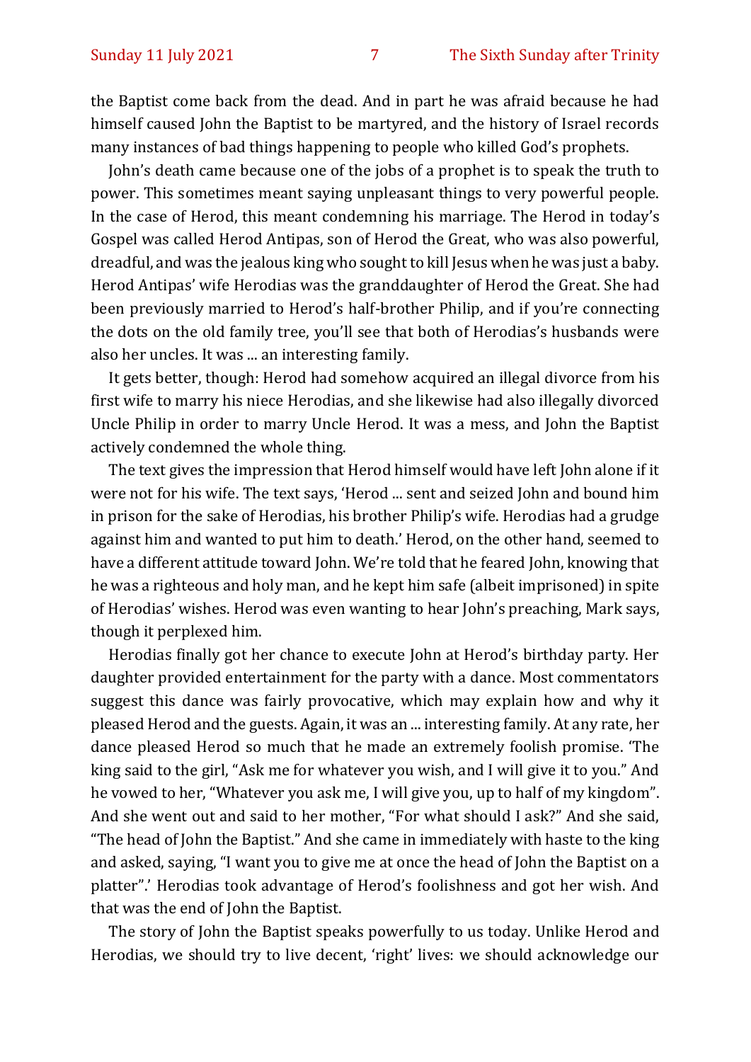the Baptist come back from the dead. And in part he was afraid because he had himself caused John the Baptist to be martyred, and the history of Israel records many instances of bad things happening to people who killed God's prophets.

John's death came because one of the jobs of a prophet is to speak the truth to power. This sometimes meant saying unpleasant things to very powerful people. In the case of Herod, this meant condemning his marriage. The Herod in today's Gospel was called Herod Antipas, son of Herod the Great, who was also powerful, dreadful, and was the jealous king who sought to kill Jesus when he was just a baby. Herod Antipas' wife Herodias was the granddaughter of Herod the Great. She had been previously married to Herod's half-brother Philip, and if you're connecting the dots on the old family tree, you'll see that both of Herodias's husbands were also her uncles. It was ... an interesting family.

It gets better, though: Herod had somehow acquired an illegal divorce from his first wife to marry his niece Herodias, and she likewise had also illegally divorced Uncle Philip in order to marry Uncle Herod. It was a mess, and John the Baptist actively condemned the whole thing.

The text gives the impression that Herod himself would have left John alone if it were not for his wife. The text says, 'Herod ... sent and seized John and bound him in prison for the sake of Herodias, his brother Philip's wife. Herodias had a grudge against him and wanted to put him to death.' Herod, on the other hand, seemed to have a different attitude toward John. We're told that he feared John, knowing that he was a righteous and holy man, and he kept him safe (albeit imprisoned) in spite of Herodias' wishes. Herod was even wanting to hear John's preaching, Mark says, though it perplexed him.

Herodias finally got her chance to execute John at Herod's birthday party. Her daughter provided entertainment for the party with a dance. Most commentators suggest this dance was fairly provocative, which may explain how and why it pleased Herod and the guests. Again, it was an ... interesting family. At any rate, her dance pleased Herod so much that he made an extremely foolish promise. 'The king said to the girl, "Ask me for whatever you wish, and I will give it to you." And he vowed to her, "Whatever you ask me, I will give you, up to half of my kingdom". And she went out and said to her mother, "For what should I ask?" And she said, "The head of John the Baptist." And she came in immediately with haste to the king and asked, saying, "I want you to give me at once the head of John the Baptist on a platter".' Herodias took advantage of Herod's foolishness and got her wish. And that was the end of John the Baptist.

The story of John the Baptist speaks powerfully to us today. Unlike Herod and Herodias, we should try to live decent, 'right' lives: we should acknowledge our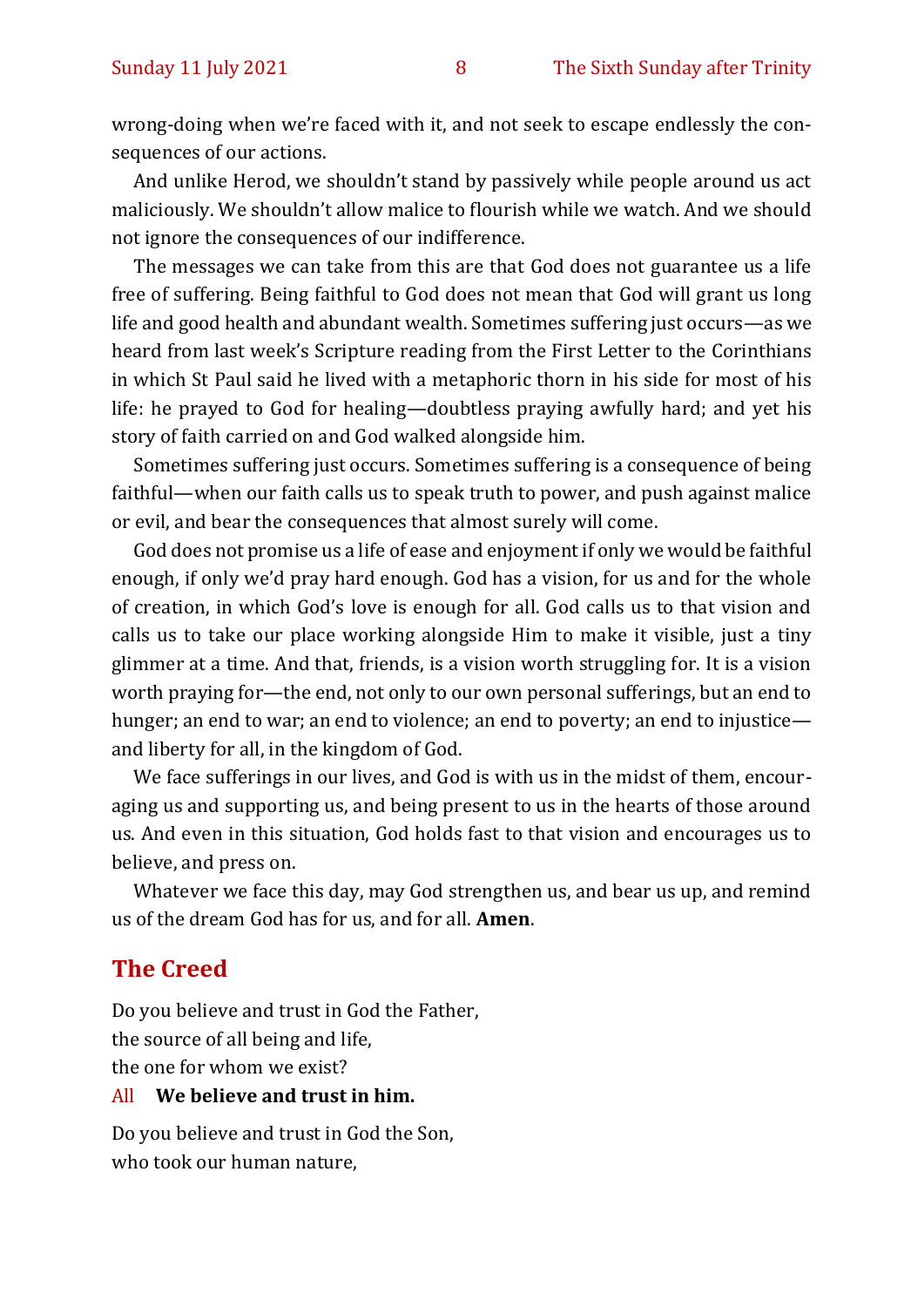wrong-doing when we're faced with it, and not seek to escape endlessly the consequences of our actions.

And unlike Herod, we shouldn't stand by passively while people around us act maliciously. We shouldn't allow malice to flourish while we watch. And we should not ignore the consequences of our indifference.

The messages we can take from this are that God does not guarantee us a life free of suffering. Being faithful to God does not mean that God will grant us long life and good health and abundant wealth. Sometimes suffering just occurs—as we heard from last week's Scripture reading from the First Letter to the Corinthians in which St Paul said he lived with a metaphoric thorn in his side for most of his life: he prayed to God for healing—doubtless praying awfully hard; and yet his story of faith carried on and God walked alongside him.

Sometimes suffering just occurs. Sometimes suffering is a consequence of being faithful—when our faith calls us to speak truth to power, and push against malice or evil, and bear the consequences that almost surely will come.

God does not promise us a life of ease and enjoyment if only we would be faithful enough, if only we'd pray hard enough. God has a vision, for us and for the whole of creation, in which God's love is enough for all. God calls us to that vision and calls us to take our place working alongside Him to make it visible, just a tiny glimmer at a time. And that, friends, is a vision worth struggling for. It is a vision worth praying for—the end, not only to our own personal sufferings, but an end to hunger; an end to war; an end to violence; an end to poverty; an end to injustice—and liberty for all, in the kingdom of God.

We face sufferings in our lives, and God is with us in the midst of them, encouraging us and supporting us, and being present to us in the hearts of those around us. And even in this situation, God holds fast to that vision and encourages us to believe, and press on.

Whatever we face this day, may God strengthen us, and bear us up, and remind us of the dream God has for us, and for all. **Amen**.

## The Creed

Do you believe and trust in God the Father,
the source of all being and life,
the one for whom we exist?

All **We believe and trust in him.**

Do you believe and trust in God the Son,
who took our human nature,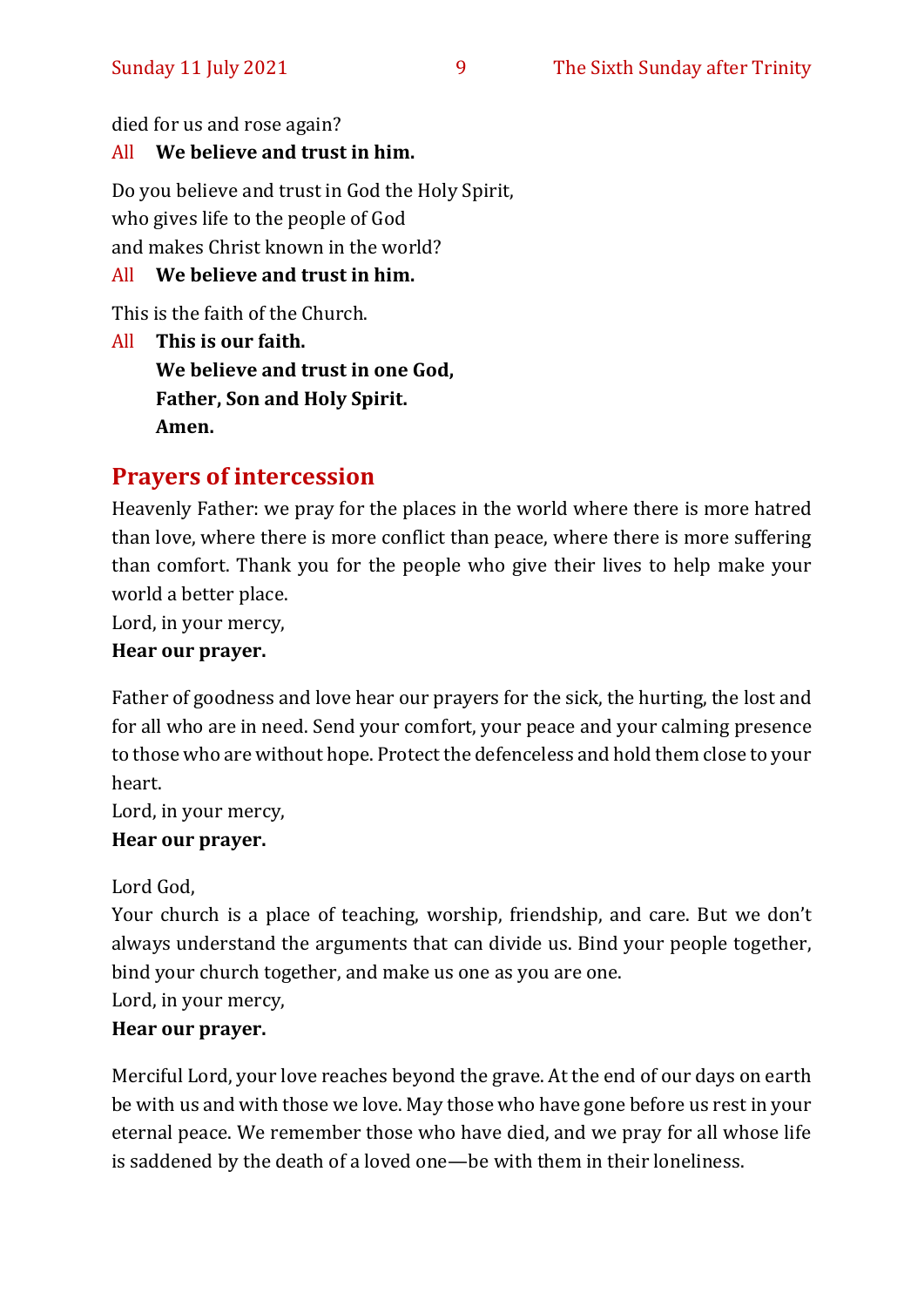died for us and rose again?

All **We believe and trust in him.**

Do you believe and trust in God the Holy Spirit,
who gives life to the people of God
and makes Christ known in the world?

All **We believe and trust in him.**

This is the faith of the Church.

All **This is our faith.**
**We believe and trust in one God,**
**Father, Son and Holy Spirit.**
**Amen.**

## Prayers of intercession

Heavenly Father: we pray for the places in the world where there is more hatred than love, where there is more conflict than peace, where there is more suffering than comfort. Thank you for the people who give their lives to help make your world a better place.
Lord, in your mercy,
**Hear our prayer.**

Father of goodness and love hear our prayers for the sick, the hurting, the lost and for all who are in need. Send your comfort, your peace and your calming presence to those who are without hope. Protect the defenceless and hold them close to your heart.
Lord, in your mercy,
**Hear our prayer.**

Lord God,
Your church is a place of teaching, worship, friendship, and care. But we don't always understand the arguments that can divide us. Bind your people together, bind your church together, and make us one as you are one.
Lord, in your mercy,
**Hear our prayer.**

Merciful Lord, your love reaches beyond the grave. At the end of our days on earth be with us and with those we love. May those who have gone before us rest in your eternal peace. We remember those who have died, and we pray for all whose life is saddened by the death of a loved one—be with them in their loneliness.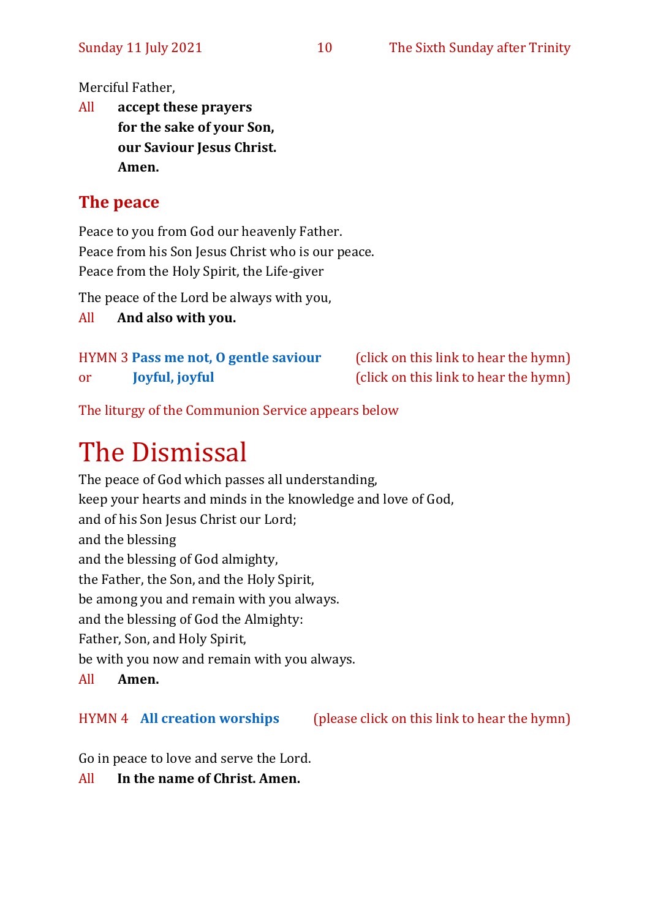Merciful Father,

All **accept these prayers**
**for the sake of your Son,**
**our Saviour Jesus Christ.**
**Amen.**

## The peace

Peace to you from God our heavenly Father.
Peace from his Son Jesus Christ who is our peace.
Peace from the Holy Spirit, the Life-giver

The peace of the Lord be always with you,

All **And also with you.**

HYMN 3 **Pass me not, O gentle saviour** (click on this link to hear the hymn)
or **Joyful, joyful** (click on this link to hear the hymn)

The liturgy of the Communion Service appears below

# The Dismissal

The peace of God which passes all understanding,
keep your hearts and minds in the knowledge and love of God,
and of his Son Jesus Christ our Lord;
and the blessing
and the blessing of God almighty,
the Father, the Son, and the Holy Spirit,
be among you and remain with you always.
and the blessing of God the Almighty:
Father, Son, and Holy Spirit,
be with you now and remain with you always.

All **Amen.**

HYMN 4 **All creation worships** (please click on this link to hear the hymn)

Go in peace to love and serve the Lord.

All **In the name of Christ. Amen.**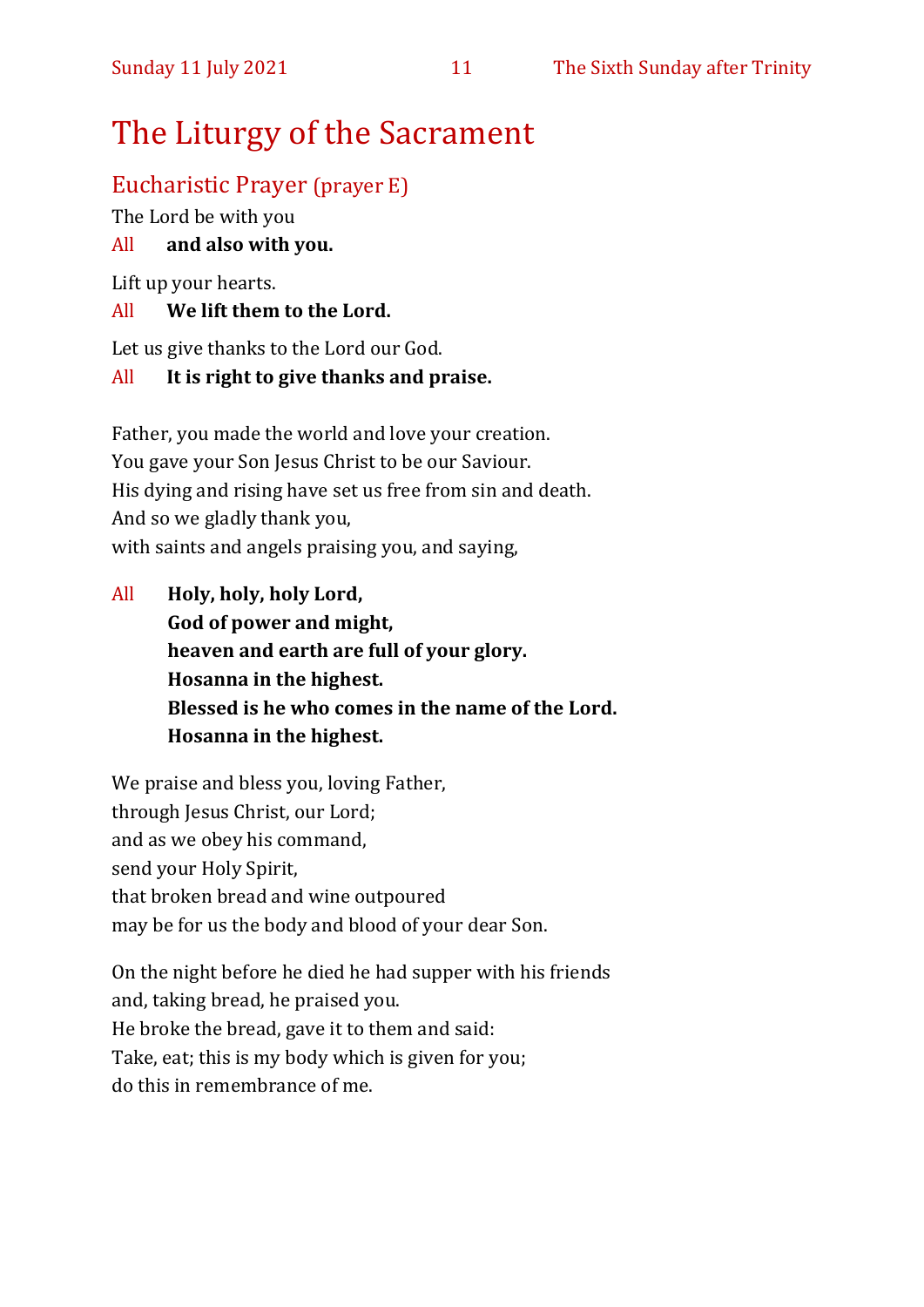# The Liturgy of the Sacrament

## Eucharistic Prayer (prayer E)

The Lord be with you

All **and also with you.**

Lift up your hearts.

All **We lift them to the Lord.**

Let us give thanks to the Lord our God.

All **It is right to give thanks and praise.**

Father, you made the world and love your creation.
You gave your Son Jesus Christ to be our Saviour.
His dying and rising have set us free from sin and death.
And so we gladly thank you,
with saints and angels praising you, and saying,

All **Holy, holy, holy Lord,**
**God of power and might,**
**heaven and earth are full of your glory.**
**Hosanna in the highest.**
**Blessed is he who comes in the name of the Lord.**
**Hosanna in the highest.**

We praise and bless you, loving Father,
through Jesus Christ, our Lord;
and as we obey his command,
send your Holy Spirit,
that broken bread and wine outpoured
may be for us the body and blood of your dear Son.

On the night before he died he had supper with his friends
and, taking bread, he praised you.
He broke the bread, gave it to them and said:
Take, eat; this is my body which is given for you;
do this in remembrance of me.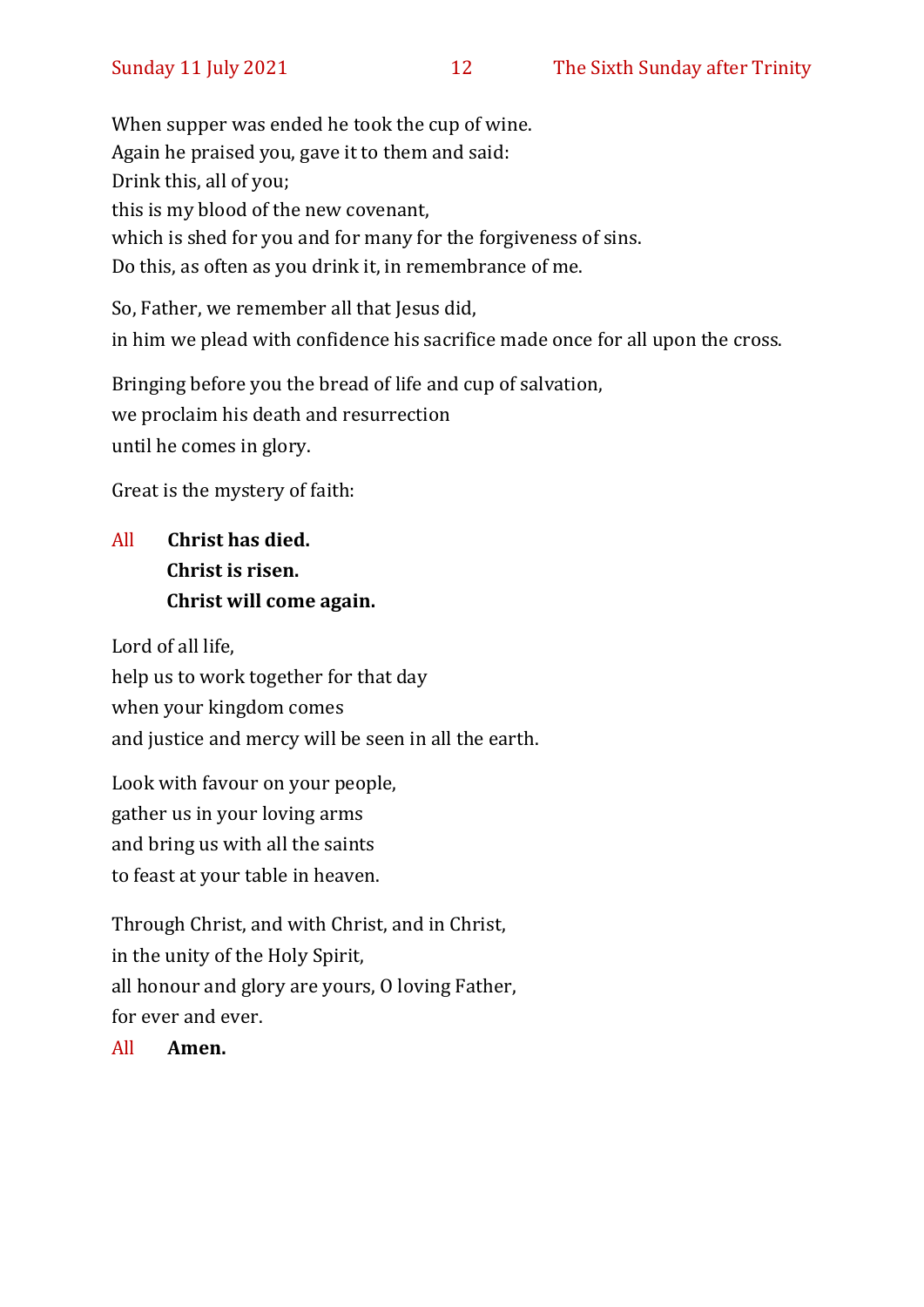When supper was ended he took the cup of wine.
Again he praised you, gave it to them and said:
Drink this, all of you;
this is my blood of the new covenant,
which is shed for you and for many for the forgiveness of sins.
Do this, as often as you drink it, in remembrance of me.

So, Father, we remember all that Jesus did,
in him we plead with confidence his sacrifice made once for all upon the cross.

Bringing before you the bread of life and cup of salvation,
we proclaim his death and resurrection
until he comes in glory.

Great is the mystery of faith:

All **Christ has died.**
**Christ is risen.**
**Christ will come again.**

Lord of all life,
help us to work together for that day
when your kingdom comes
and justice and mercy will be seen in all the earth.

Look with favour on your people,
gather us in your loving arms
and bring us with all the saints
to feast at your table in heaven.

Through Christ, and with Christ, and in Christ,
in the unity of the Holy Spirit,
all honour and glory are yours, O loving Father,
for ever and ever.

All **Amen.**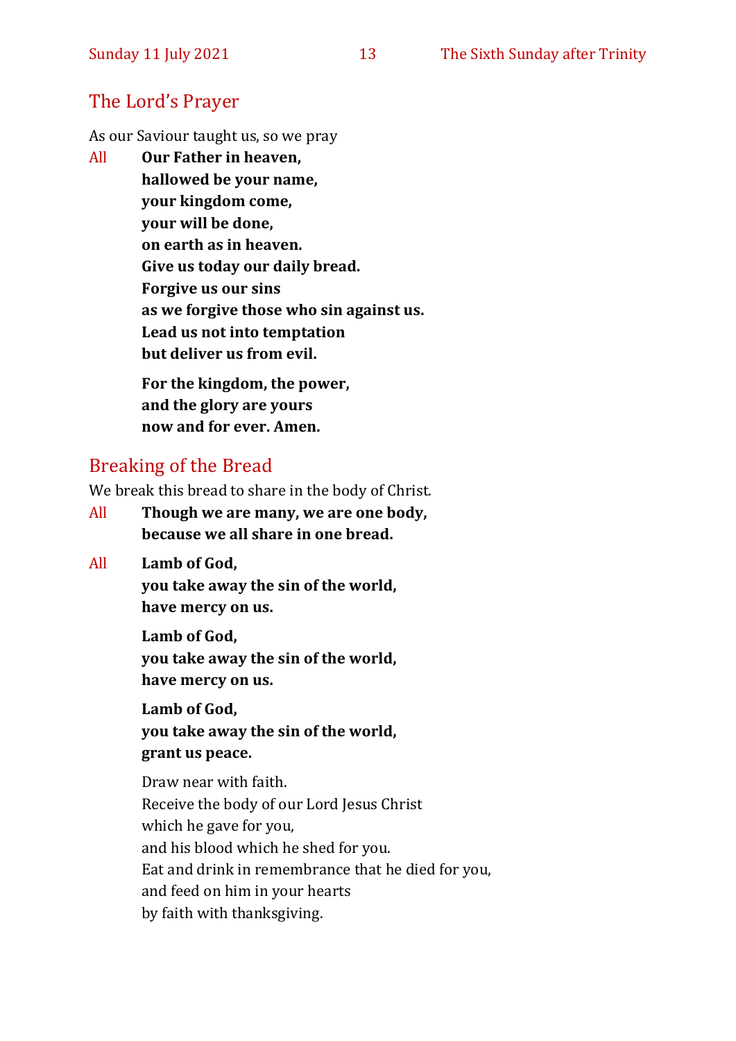## The Lord's Prayer

As our Saviour taught us, so we pray

All **Our Father in heaven,**
**hallowed be your name,**
**your kingdom come,**
**your will be done,**
**on earth as in heaven.**
**Give us today our daily bread.**
**Forgive us our sins**
**as we forgive those who sin against us.**
**Lead us not into temptation**
**but deliver us from evil.**

**For the kingdom, the power,**
**and the glory are yours**
**now and for ever. Amen.**

## Breaking of the Bread

We break this bread to share in the body of Christ.

All **Though we are many, we are one body,**
**because we all share in one bread.**

All **Lamb of God,**
**you take away the sin of the world,**
**have mercy on us.**

**Lamb of God,**
**you take away the sin of the world,**
**have mercy on us.**

**Lamb of God,**
**you take away the sin of the world,**
**grant us peace.**

Draw near with faith.
Receive the body of our Lord Jesus Christ
which he gave for you,
and his blood which he shed for you.
Eat and drink in remembrance that he died for you,
and feed on him in your hearts
by faith with thanksgiving.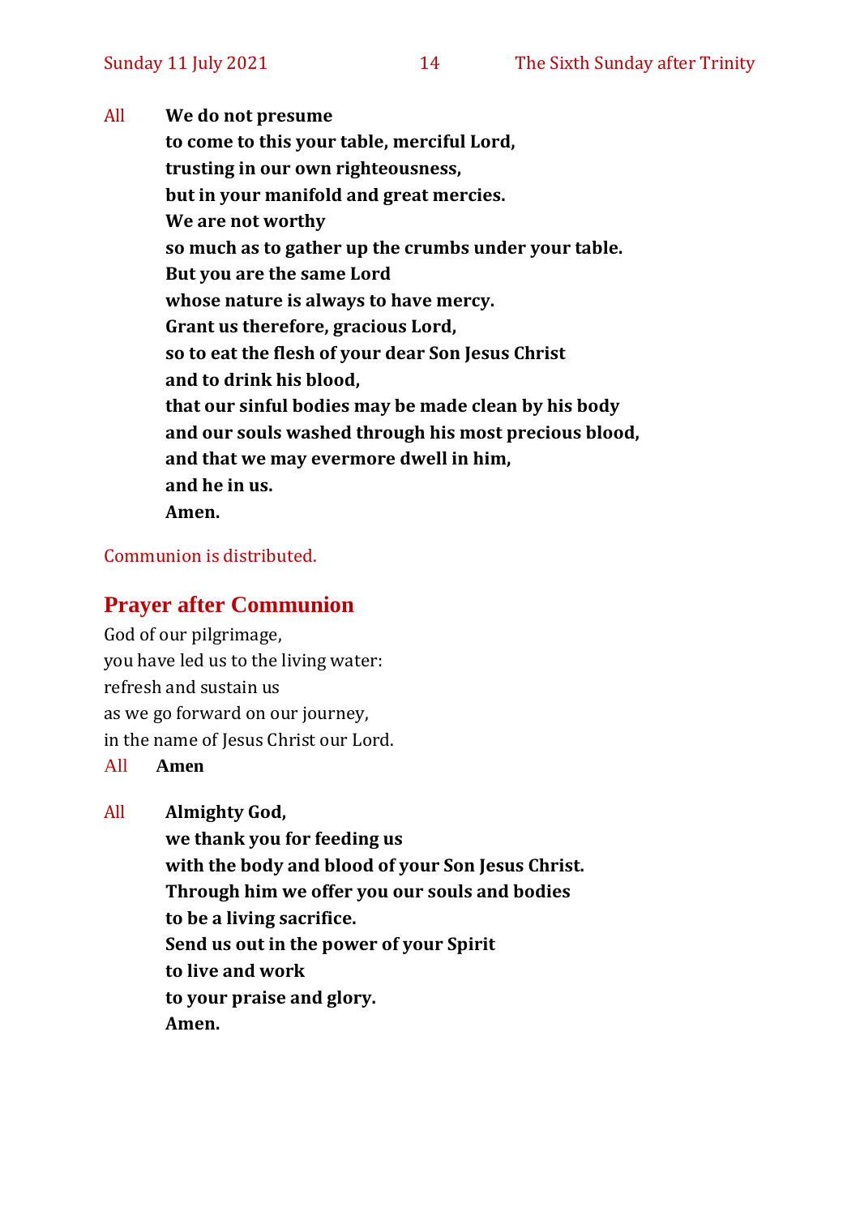All **We do not presume**
**to come to this your table, merciful Lord,**
**trusting in our own righteousness,**
**but in your manifold and great mercies.**
**We are not worthy**
**so much as to gather up the crumbs under your table.**
**But you are the same Lord**
**whose nature is always to have mercy.**
**Grant us therefore, gracious Lord,**
**so to eat the flesh of your dear Son Jesus Christ**
**and to drink his blood,**
**that our sinful bodies may be made clean by his body**
**and our souls washed through his most precious blood,**
**and that we may evermore dwell in him,**
**and he in us.**
**Amen.**

Communion is distributed.

## Prayer after Communion

God of our pilgrimage,
you have led us to the living water:
refresh and sustain us
as we go forward on our journey,
in the name of Jesus Christ our Lord.

All **Amen**

All **Almighty God,**
**we thank you for feeding us**
**with the body and blood of your Son Jesus Christ.**
**Through him we offer you our souls and bodies**
**to be a living sacrifice.**
**Send us out in the power of your Spirit**
**to live and work**
**to your praise and glory.**
**Amen.**